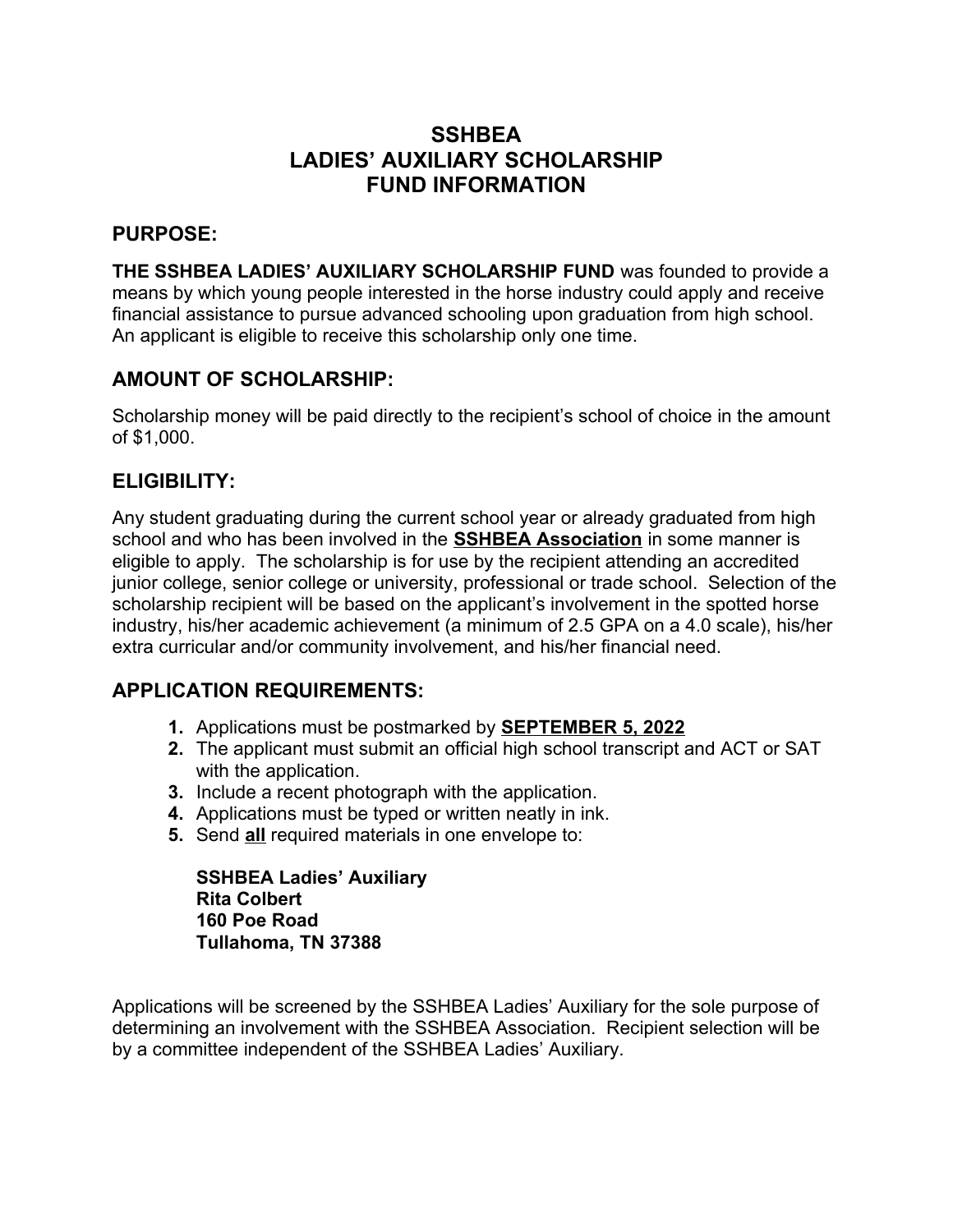# SSHBEA
# LADIES' AUXILIARY SCHOLARSHIP
# FUND INFORMATION

## PURPOSE:

**THE SSHBEA LADIES' AUXILIARY SCHOLARSHIP FUND** was founded to provide a means by which young people interested in the horse industry could apply and receive financial assistance to pursue advanced schooling upon graduation from high school. An applicant is eligible to receive this scholarship only one time.

## AMOUNT OF SCHOLARSHIP:

Scholarship money will be paid directly to the recipient's school of choice in the amount of $1,000.

## ELIGIBILITY:

Any student graduating during the current school year or already graduated from high school and who has been involved in the <u>**SSHBEA Association**</u> in some manner is eligible to apply. The scholarship is for use by the recipient attending an accredited junior college, senior college or university, professional or trade school. Selection of the scholarship recipient will be based on the applicant's involvement in the spotted horse industry, his/her academic achievement (a minimum of 2.5 GPA on a 4.0 scale), his/her extra curricular and/or community involvement, and his/her financial need.

## APPLICATION REQUIREMENTS:

1. Applications must be postmarked by <u>**SEPTEMBER 5, 2022**</u>
2. The applicant must submit an official high school transcript and ACT or SAT with the application.
3. Include a recent photograph with the application.
4. Applications must be typed or written neatly in ink.
5. Send <u>**all**</u> required materials in one envelope to:

   **SSHBEA Ladies' Auxiliary**
   **Rita Colbert**
   **160 Poe Road**
   **Tullahoma, TN 37388**

Applications will be screened by the SSHBEA Ladies' Auxiliary for the sole purpose of determining an involvement with the SSHBEA Association. Recipient selection will be by a committee independent of the SSHBEA Ladies' Auxiliary.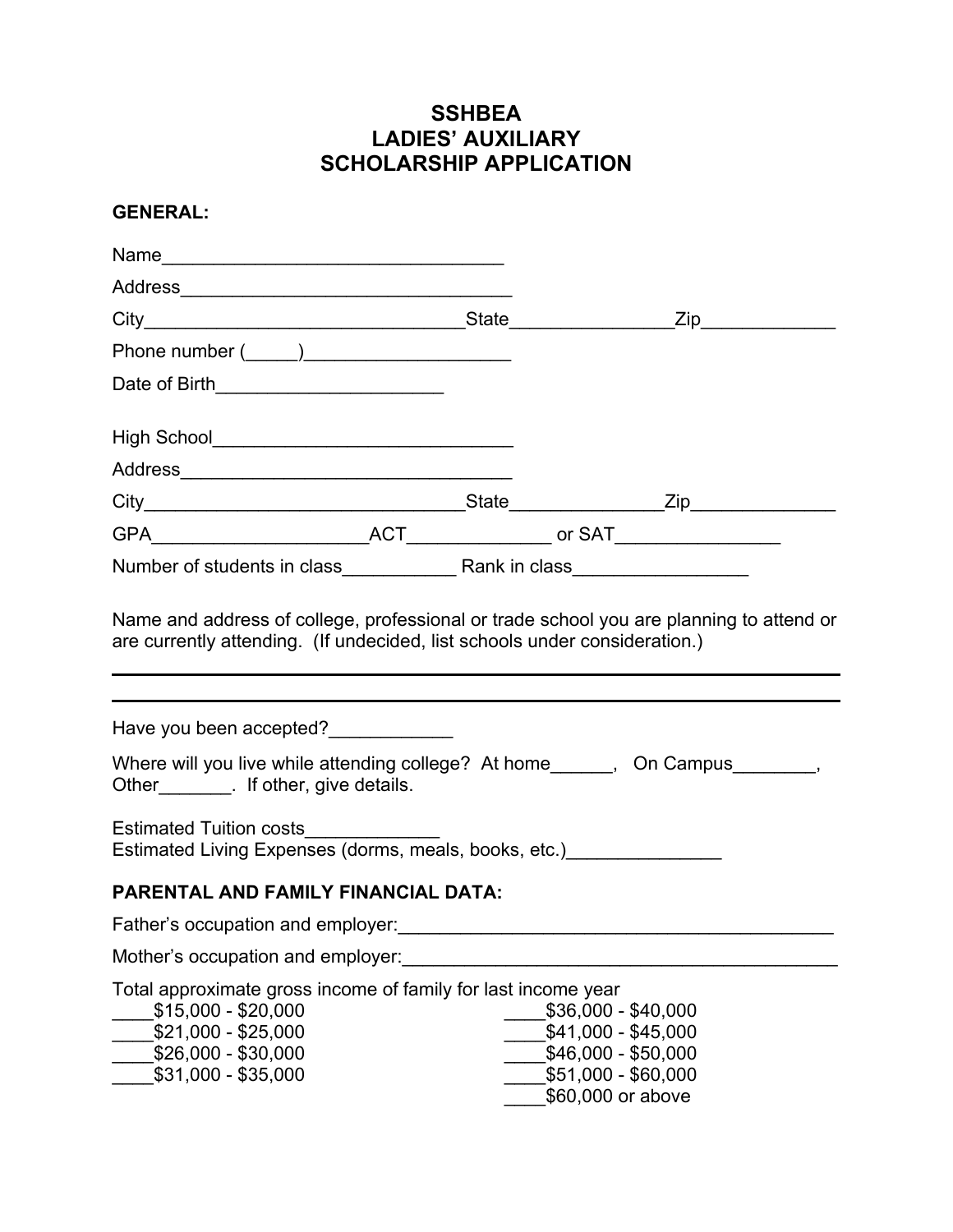# SSHBEA
# LADIES' AUXILIARY
# SCHOLARSHIP APPLICATION

**GENERAL:**

Name_________________________________

Address________________________________

City_______________________________State________________Zip_____________

Phone number (_____)____________________

Date of Birth______________________

High School_____________________________

Address________________________________

City_______________________________State_______________Zip______________

GPA_____________________ACT______________ or SAT________________

Number of students in class___________ Rank in class_________________

Name and address of college, professional or trade school you are planning to attend or are currently attending. (If undecided, list schools under consideration.)

_______________________________________________________________________

_______________________________________________________________________

Have you been accepted?____________

Where will you live while attending college? At home______, On Campus________, Other_______. If other, give details.

Estimated Tuition costs_____________
Estimated Living Expenses (dorms, meals, books, etc.)_______________

**PARENTAL AND FAMILY FINANCIAL DATA:**

Father's occupation and employer:___________________________________________

Mother's occupation and employer:___________________________________________

Total approximate gross income of family for last income year

____$15,000 - $20,000
____$21,000 - $25,000
____$26,000 - $30,000
____$31,000 - $35,000
____$36,000 - $40,000
____$41,000 - $45,000
____$46,000 - $50,000
____$51,000 - $60,000
____$60,000 or above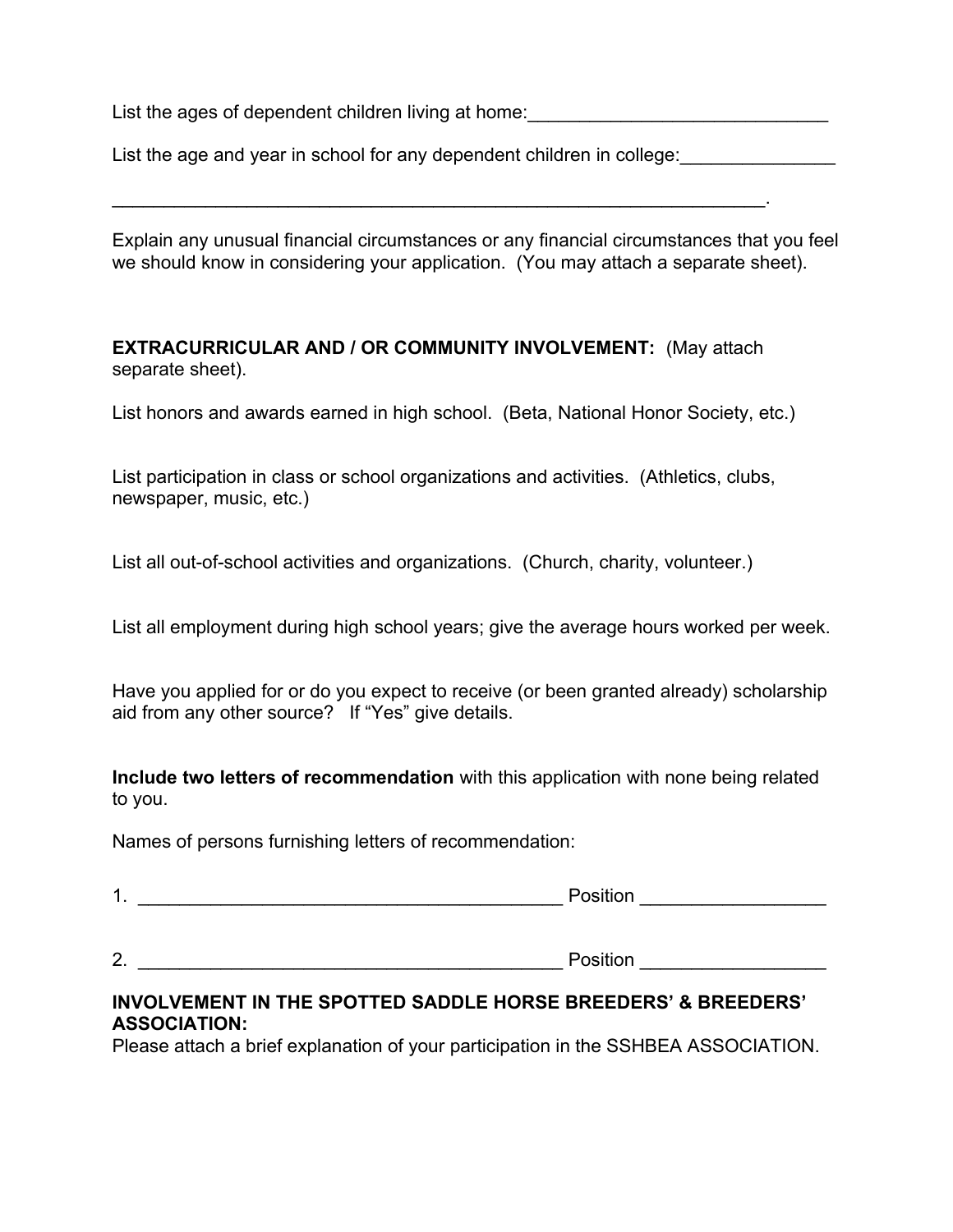List the ages of dependent children living at home:_____________________________

List the age and year in school for any dependent children in college:_______________

_________________________________________________________________.

Explain any unusual financial circumstances or any financial circumstances that you feel we should know in considering your application. (You may attach a separate sheet).

**EXTRACURRICULAR AND / OR COMMUNITY INVOLVEMENT:** (May attach separate sheet).

List honors and awards earned in high school. (Beta, National Honor Society, etc.)

List participation in class or school organizations and activities. (Athletics, clubs, newspaper, music, etc.)

List all out-of-school activities and organizations. (Church, charity, volunteer.)

List all employment during high school years; give the average hours worked per week.

Have you applied for or do you expect to receive (or been granted already) scholarship aid from any other source? If "Yes" give details.

**Include two letters of recommendation** with this application with none being related to you.

Names of persons furnishing letters of recommendation:

1. _________________________________________ Position _________________

2. _________________________________________ Position _________________

**INVOLVEMENT IN THE SPOTTED SADDLE HORSE BREEDERS' & BREEDERS' ASSOCIATION:**
Please attach a brief explanation of your participation in the SSHBEA ASSOCIATION.